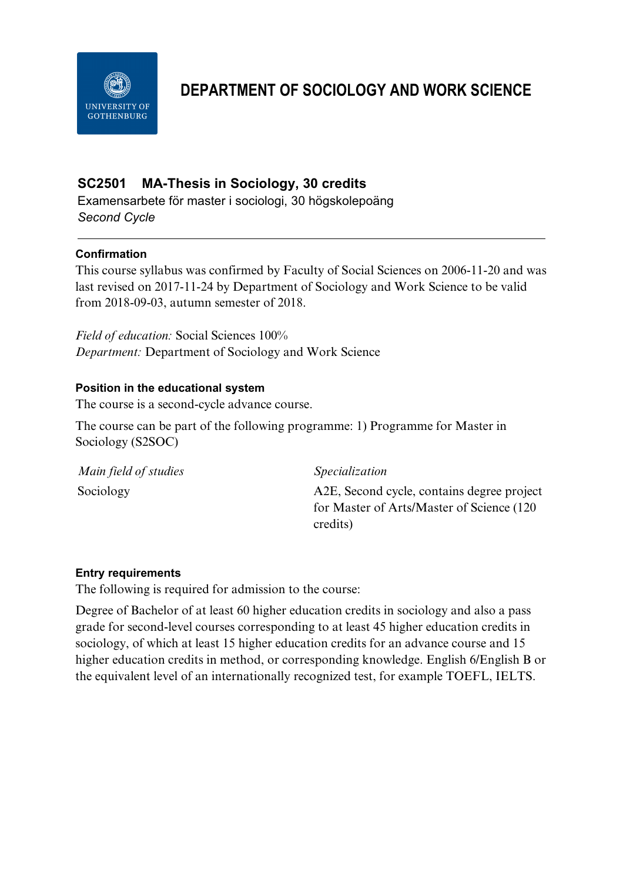# DEPARTMENT OF SOCIOLOGY AND WORK SCIENCE

## SC2501 MA-Thesis in Sociology, 30 credits

Examensarbete för master i sociologi, 30 högskolepoäng
*Second Cycle*

---

### Confirmation

This course syllabus was confirmed by Faculty of Social Sciences on 2006-11-20 and was last revised on 2017-11-24 by Department of Sociology and Work Science to be valid from 2018-09-03, autumn semester of 2018.

*Field of education:* Social Sciences 100%
*Department:* Department of Sociology and Work Science

### Position in the educational system

The course is a second-cycle advance course.

The course can be part of the following programme: 1) Programme for Master in Sociology (S2SOC)

| *Main field of studies* | *Specialization* |
| --- | --- |
| Sociology | A2E, Second cycle, contains degree project for Master of Arts/Master of Science (120 credits) |

### Entry requirements

The following is required for admission to the course:

Degree of Bachelor of at least 60 higher education credits in sociology and also a pass grade for second-level courses corresponding to at least 45 higher education credits in sociology, of which at least 15 higher education credits for an advance course and 15 higher education credits in method, or corresponding knowledge. English 6/English B or the equivalent level of an internationally recognized test, for example TOEFL, IELTS.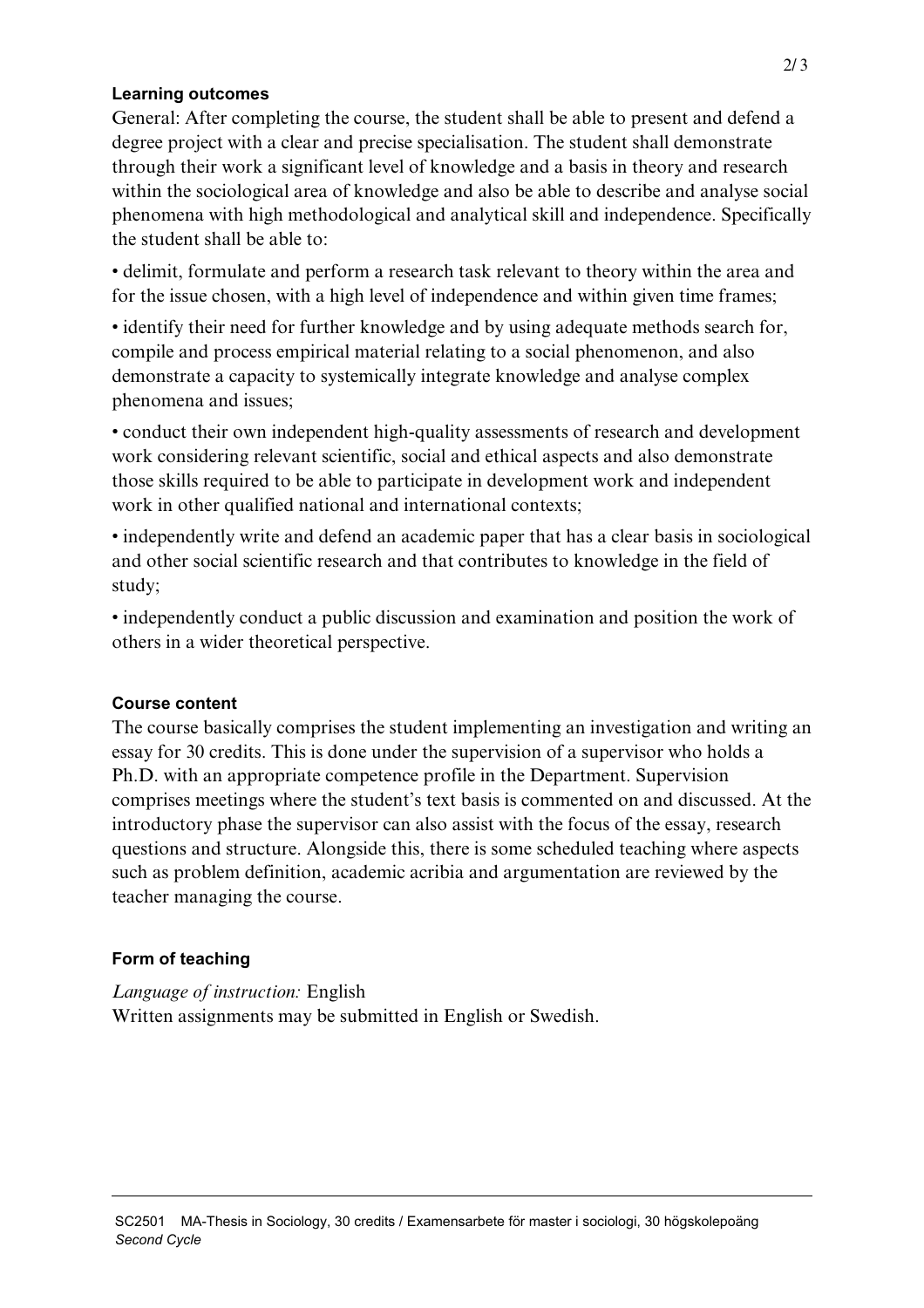## Learning outcomes

General: After completing the course, the student shall be able to present and defend a degree project with a clear and precise specialisation. The student shall demonstrate through their work a significant level of knowledge and a basis in theory and research within the sociological area of knowledge and also be able to describe and analyse social phenomena with high methodological and analytical skill and independence. Specifically the student shall be able to:

• delimit, formulate and perform a research task relevant to theory within the area and for the issue chosen, with a high level of independence and within given time frames;

• identify their need for further knowledge and by using adequate methods search for, compile and process empirical material relating to a social phenomenon, and also demonstrate a capacity to systemically integrate knowledge and analyse complex phenomena and issues;

• conduct their own independent high-quality assessments of research and development work considering relevant scientific, social and ethical aspects and also demonstrate those skills required to be able to participate in development work and independent work in other qualified national and international contexts;

• independently write and defend an academic paper that has a clear basis in sociological and other social scientific research and that contributes to knowledge in the field of study;

• independently conduct a public discussion and examination and position the work of others in a wider theoretical perspective.

## Course content

The course basically comprises the student implementing an investigation and writing an essay for 30 credits. This is done under the supervision of a supervisor who holds a Ph.D. with an appropriate competence profile in the Department. Supervision comprises meetings where the student's text basis is commented on and discussed. At the introductory phase the supervisor can also assist with the focus of the essay, research questions and structure. Alongside this, there is some scheduled teaching where aspects such as problem definition, academic acribia and argumentation are reviewed by the teacher managing the course.

## Form of teaching

*Language of instruction:* English
Written assignments may be submitted in English or Swedish.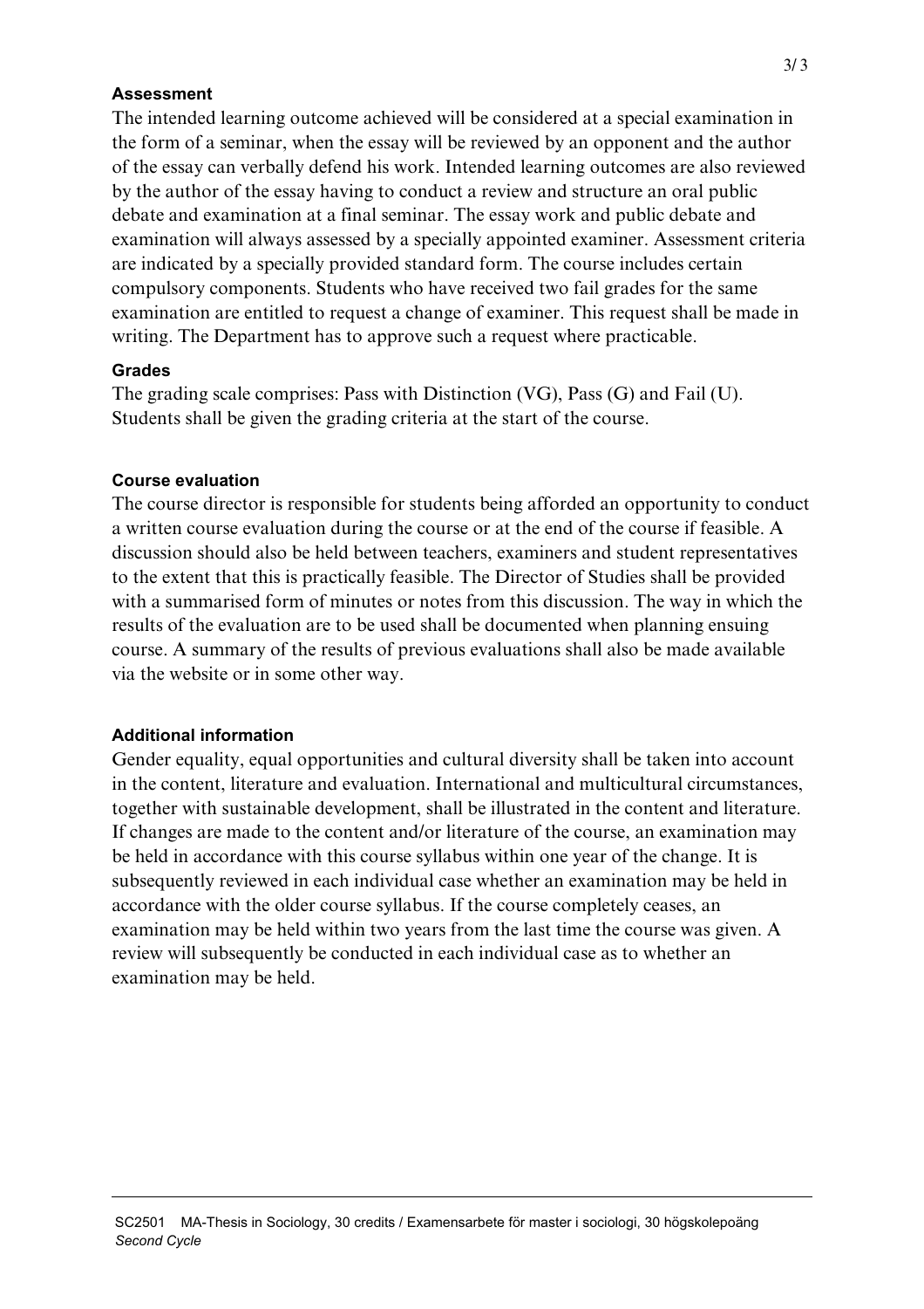### Assessment

The intended learning outcome achieved will be considered at a special examination in the form of a seminar, when the essay will be reviewed by an opponent and the author of the essay can verbally defend his work. Intended learning outcomes are also reviewed by the author of the essay having to conduct a review and structure an oral public debate and examination at a final seminar. The essay work and public debate and examination will always assessed by a specially appointed examiner. Assessment criteria are indicated by a specially provided standard form. The course includes certain compulsory components. Students who have received two fail grades for the same examination are entitled to request a change of examiner. This request shall be made in writing. The Department has to approve such a request where practicable.

### Grades

The grading scale comprises: Pass with Distinction (VG), Pass (G) and Fail (U). Students shall be given the grading criteria at the start of the course.

### Course evaluation

The course director is responsible for students being afforded an opportunity to conduct a written course evaluation during the course or at the end of the course if feasible. A discussion should also be held between teachers, examiners and student representatives to the extent that this is practically feasible. The Director of Studies shall be provided with a summarised form of minutes or notes from this discussion. The way in which the results of the evaluation are to be used shall be documented when planning ensuing course. A summary of the results of previous evaluations shall also be made available via the website or in some other way.

### Additional information

Gender equality, equal opportunities and cultural diversity shall be taken into account in the content, literature and evaluation. International and multicultural circumstances, together with sustainable development, shall be illustrated in the content and literature. If changes are made to the content and/or literature of the course, an examination may be held in accordance with this course syllabus within one year of the change. It is subsequently reviewed in each individual case whether an examination may be held in accordance with the older course syllabus. If the course completely ceases, an examination may be held within two years from the last time the course was given. A review will subsequently be conducted in each individual case as to whether an examination may be held.